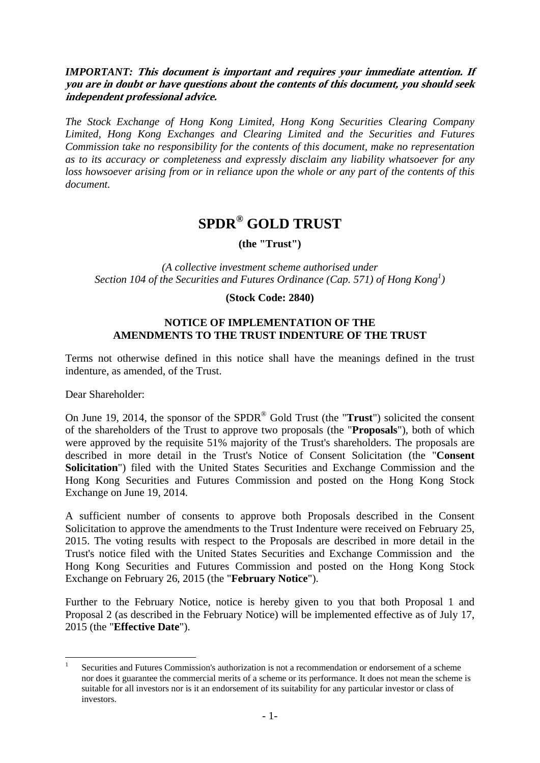***IMPORTANT:* This document is important and requires your immediate attention. If you are in doubt or have questions about the contents of this document, you should seek independent professional advice.**

*The Stock Exchange of Hong Kong Limited, Hong Kong Securities Clearing Company Limited, Hong Kong Exchanges and Clearing Limited and the Securities and Futures Commission take no responsibility for the contents of this document, make no representation as to its accuracy or completeness and expressly disclaim any liability whatsoever for any loss howsoever arising from or in reliance upon the whole or any part of the contents of this document.*

# SPDR® GOLD TRUST

**(the "Trust")**

*(A collective investment scheme authorised under Section 104 of the Securities and Futures Ordinance (Cap. 571) of Hong Kong[1])*

**(Stock Code: 2840)**

## NOTICE OF IMPLEMENTATION OF THE AMENDMENTS TO THE TRUST INDENTURE OF THE TRUST

Terms not otherwise defined in this notice shall have the meanings defined in the trust indenture, as amended, of the Trust.

Dear Shareholder:

On June 19, 2014, the sponsor of the SPDR® Gold Trust (the "**Trust**") solicited the consent of the shareholders of the Trust to approve two proposals (the "**Proposals**"), both of which were approved by the requisite 51% majority of the Trust's shareholders. The proposals are described in more detail in the Trust's Notice of Consent Solicitation (the "**Consent Solicitation**") filed with the United States Securities and Exchange Commission and the Hong Kong Securities and Futures Commission and posted on the Hong Kong Stock Exchange on June 19, 2014.

A sufficient number of consents to approve both Proposals described in the Consent Solicitation to approve the amendments to the Trust Indenture were received on February 25, 2015. The voting results with respect to the Proposals are described in more detail in the Trust's notice filed with the United States Securities and Exchange Commission and the Hong Kong Securities and Futures Commission and posted on the Hong Kong Stock Exchange on February 26, 2015 (the "**February Notice**").

Further to the February Notice, notice is hereby given to you that both Proposal 1 and Proposal 2 (as described in the February Notice) will be implemented effective as of July 17, 2015 (the "**Effective Date**").

[1] Securities and Futures Commission's authorization is not a recommendation or endorsement of a scheme nor does it guarantee the commercial merits of a scheme or its performance. It does not mean the scheme is suitable for all investors nor is it an endorsement of its suitability for any particular investor or class of investors.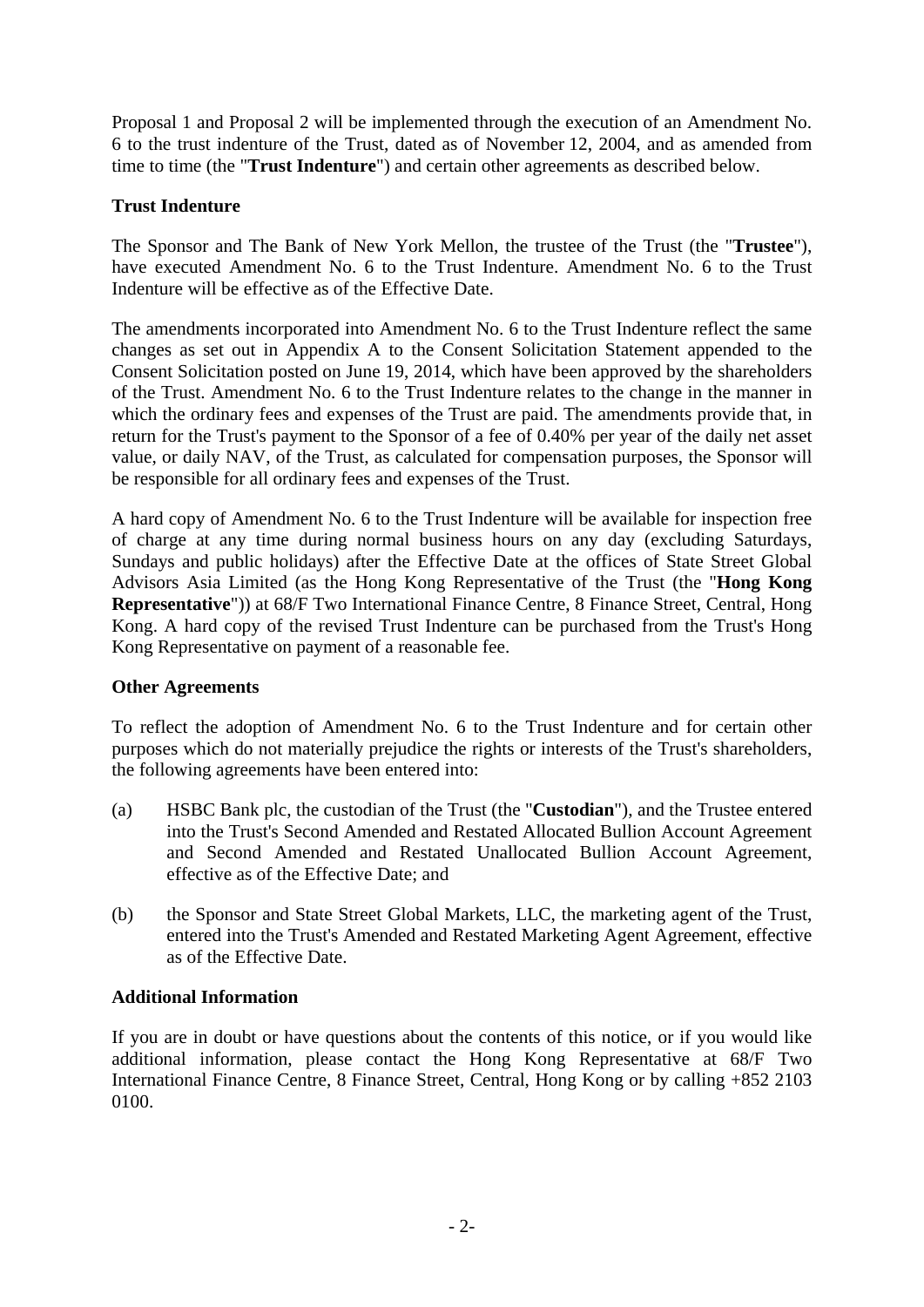Proposal 1 and Proposal 2 will be implemented through the execution of an Amendment No. 6 to the trust indenture of the Trust, dated as of November 12, 2004, and as amended from time to time (the "**Trust Indenture**") and certain other agreements as described below.

**Trust Indenture**

The Sponsor and The Bank of New York Mellon, the trustee of the Trust (the "**Trustee**"), have executed Amendment No. 6 to the Trust Indenture. Amendment No. 6 to the Trust Indenture will be effective as of the Effective Date.

The amendments incorporated into Amendment No. 6 to the Trust Indenture reflect the same changes as set out in Appendix A to the Consent Solicitation Statement appended to the Consent Solicitation posted on June 19, 2014, which have been approved by the shareholders of the Trust. Amendment No. 6 to the Trust Indenture relates to the change in the manner in which the ordinary fees and expenses of the Trust are paid. The amendments provide that, in return for the Trust's payment to the Sponsor of a fee of 0.40% per year of the daily net asset value, or daily NAV, of the Trust, as calculated for compensation purposes, the Sponsor will be responsible for all ordinary fees and expenses of the Trust.

A hard copy of Amendment No. 6 to the Trust Indenture will be available for inspection free of charge at any time during normal business hours on any day (excluding Saturdays, Sundays and public holidays) after the Effective Date at the offices of State Street Global Advisors Asia Limited (as the Hong Kong Representative of the Trust (the "**Hong Kong Representative**")) at 68/F Two International Finance Centre, 8 Finance Street, Central, Hong Kong. A hard copy of the revised Trust Indenture can be purchased from the Trust's Hong Kong Representative on payment of a reasonable fee.

**Other Agreements**

To reflect the adoption of Amendment No. 6 to the Trust Indenture and for certain other purposes which do not materially prejudice the rights or interests of the Trust's shareholders, the following agreements have been entered into:

(a) HSBC Bank plc, the custodian of the Trust (the "**Custodian**"), and the Trustee entered into the Trust's Second Amended and Restated Allocated Bullion Account Agreement and Second Amended and Restated Unallocated Bullion Account Agreement, effective as of the Effective Date; and

(b) the Sponsor and State Street Global Markets, LLC, the marketing agent of the Trust, entered into the Trust's Amended and Restated Marketing Agent Agreement, effective as of the Effective Date.

**Additional Information**

If you are in doubt or have questions about the contents of this notice, or if you would like additional information, please contact the Hong Kong Representative at 68/F Two International Finance Centre, 8 Finance Street, Central, Hong Kong or by calling +852 2103 0100.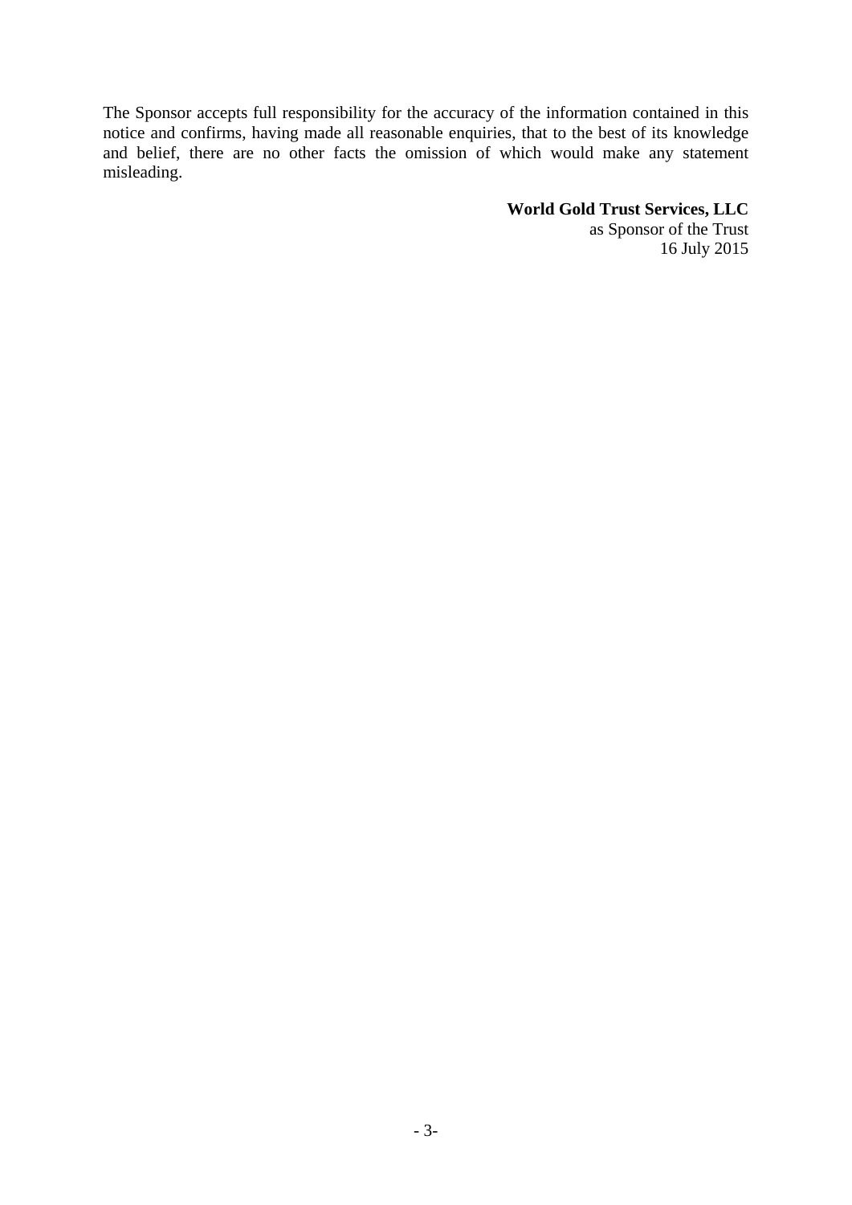The Sponsor accepts full responsibility for the accuracy of the information contained in this notice and confirms, having made all reasonable enquiries, that to the best of its knowledge and belief, there are no other facts the omission of which would make any statement misleading.

**World Gold Trust Services, LLC**
as Sponsor of the Trust
16 July 2015